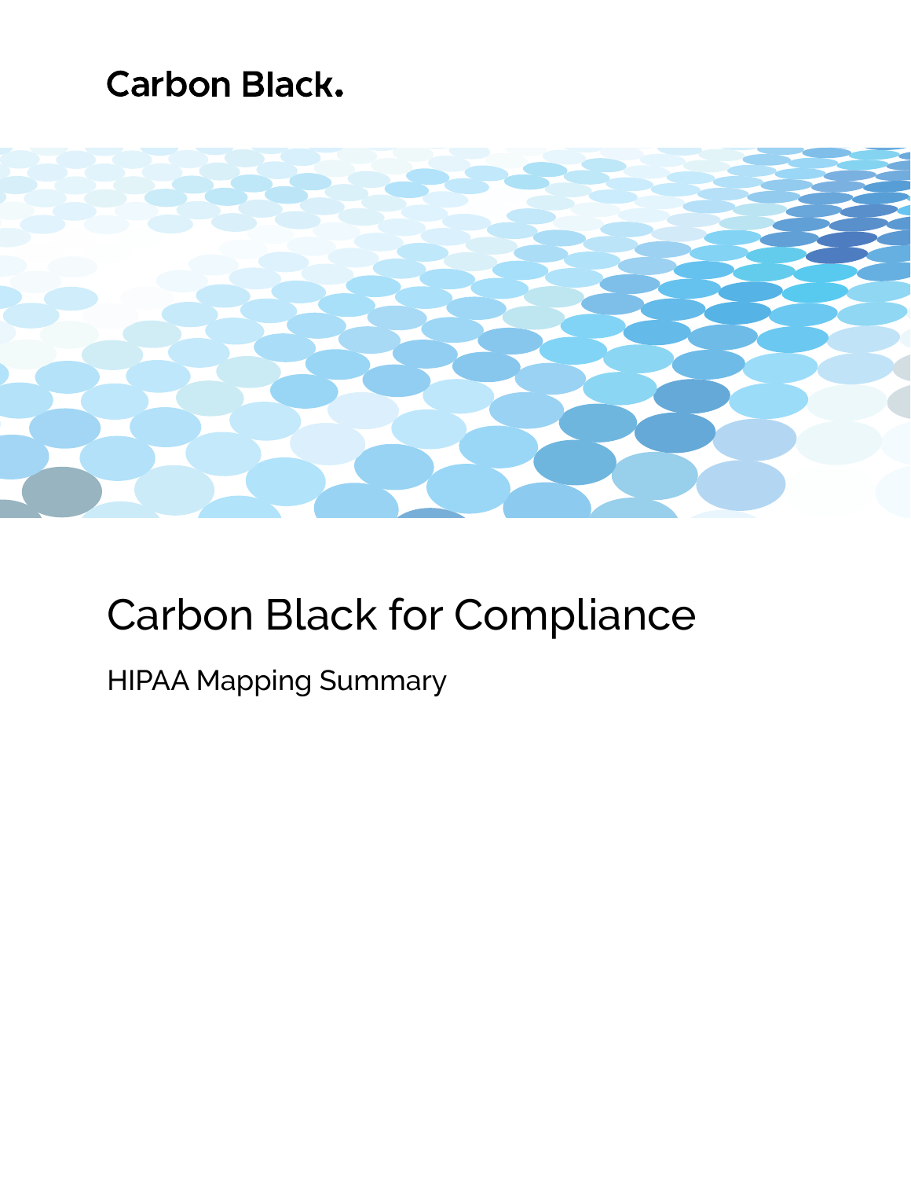Carbon Black.

# Carbon Black for Compliance

## HIPAA Mapping Summary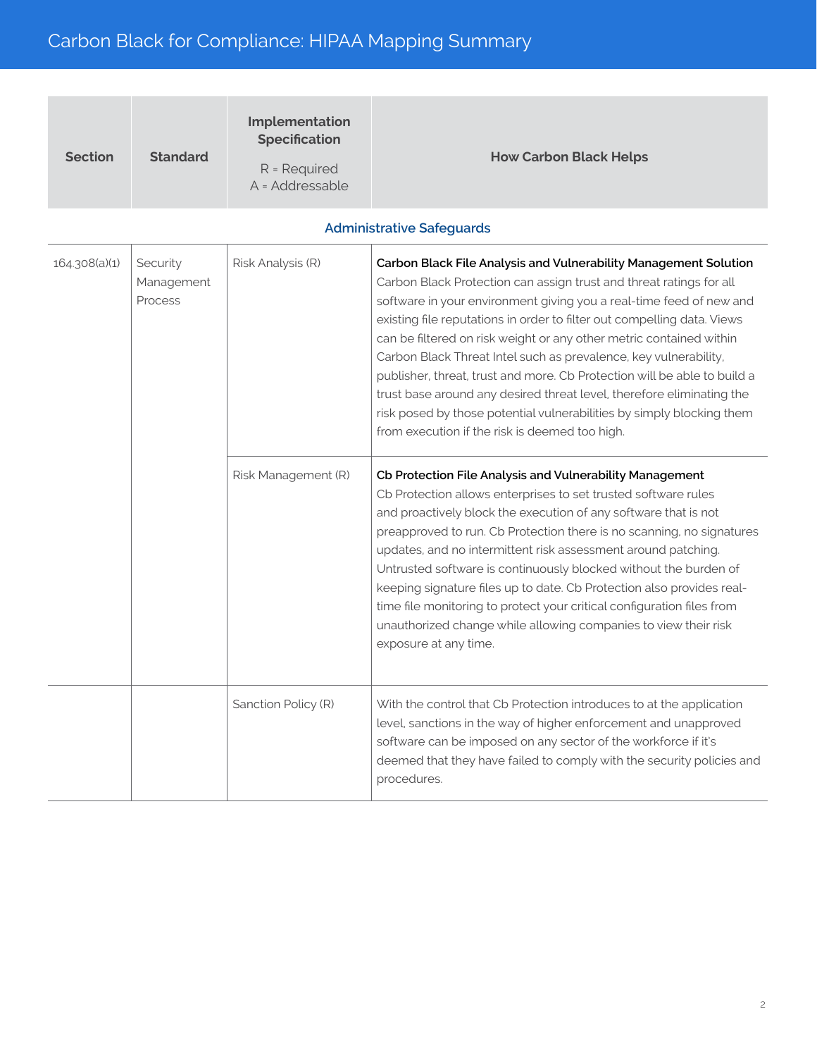| Section | Standard | Implementation Specification<br><br>R = Required<br>A = Addressable | How Carbon Black Helps |
|---|---|---|---|
| **Administrative Safeguards** | | | |
| 164.308(a)(1) | Security Management Process | Risk Analysis (R) | **Carbon Black File Analysis and Vulnerability Management Solution**<br>Carbon Black Protection can assign trust and threat ratings for all software in your environment giving you a real-time feed of new and existing file reputations in order to filter out compelling data. Views can be filtered on risk weight or any other metric contained within Carbon Black Threat Intel such as prevalence, key vulnerability, publisher, threat, trust and more. Cb Protection will be able to build a trust base around any desired threat level, therefore eliminating the risk posed by those potential vulnerabilities by simply blocking them from execution if the risk is deemed too high. |
| | | Risk Management (R) | **Cb Protection File Analysis and Vulnerability Management**<br>Cb Protection allows enterprises to set trusted software rules and proactively block the execution of any software that is not preapproved to run. Cb Protection there is no scanning, no signatures updates, and no intermittent risk assessment around patching. Untrusted software is continuously blocked without the burden of keeping signature files up to date. Cb Protection also provides real-time file monitoring to protect your critical configuration files from unauthorized change while allowing companies to view their risk exposure at any time. |
| | | Sanction Policy (R) | With the control that Cb Protection introduces to at the application level, sanctions in the way of higher enforcement and unapproved software can be imposed on any sector of the workforce if it's deemed that they have failed to comply with the security policies and procedures. |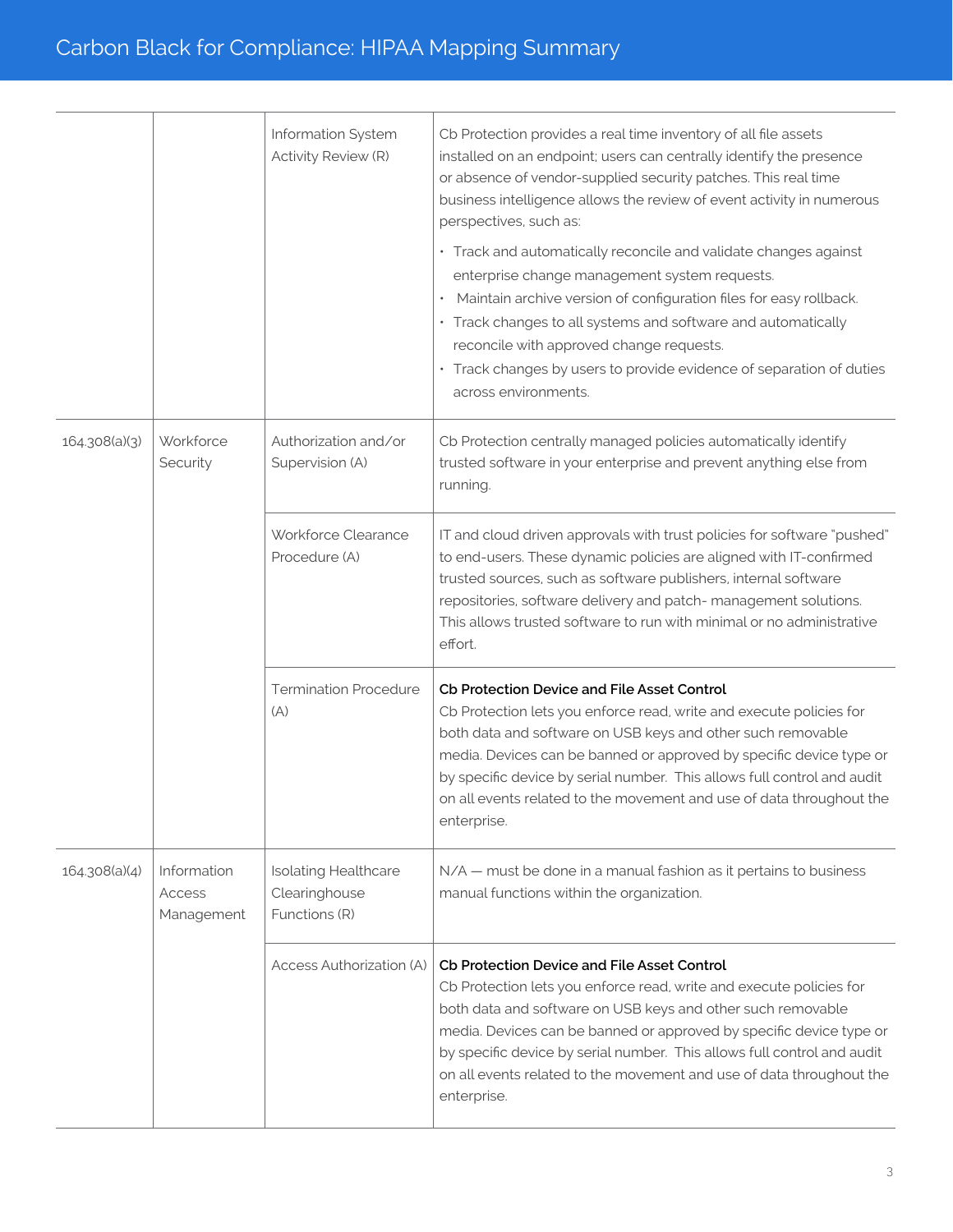| | | | |
|---|---|---|---|
| | | Information System Activity Review (R) | Cb Protection provides a real time inventory of all file assets installed on an endpoint; users can centrally identify the presence or absence of vendor-supplied security patches. This real time business intelligence allows the review of event activity in numerous perspectives, such as:<br>• Track and automatically reconcile and validate changes against enterprise change management system requests.<br>• Maintain archive version of configuration files for easy rollback.<br>• Track changes to all systems and software and automatically reconcile with approved change requests.<br>• Track changes by users to provide evidence of separation of duties across environments. |
| 164.308(a)(3) | Workforce Security | Authorization and/or Supervision (A) | Cb Protection centrally managed policies automatically identify trusted software in your enterprise and prevent anything else from running. |
| | | Workforce Clearance Procedure (A) | IT and cloud driven approvals with trust policies for software "pushed" to end-users. These dynamic policies are aligned with IT-confirmed trusted sources, such as software publishers, internal software repositories, software delivery and patch- management solutions. This allows trusted software to run with minimal or no administrative effort. |
| | | Termination Procedure (A) | **Cb Protection Device and File Asset Control**<br>Cb Protection lets you enforce read, write and execute policies for both data and software on USB keys and other such removable media. Devices can be banned or approved by specific device type or by specific device by serial number. This allows full control and audit on all events related to the movement and use of data throughout the enterprise. |
| 164.308(a)(4) | Information Access Management | Isolating Healthcare Clearinghouse Functions (R) | N/A — must be done in a manual fashion as it pertains to business manual functions within the organization. |
| | | Access Authorization (A) | **Cb Protection Device and File Asset Control**<br>Cb Protection lets you enforce read, write and execute policies for both data and software on USB keys and other such removable media. Devices can be banned or approved by specific device type or by specific device by serial number. This allows full control and audit on all events related to the movement and use of data throughout the enterprise. |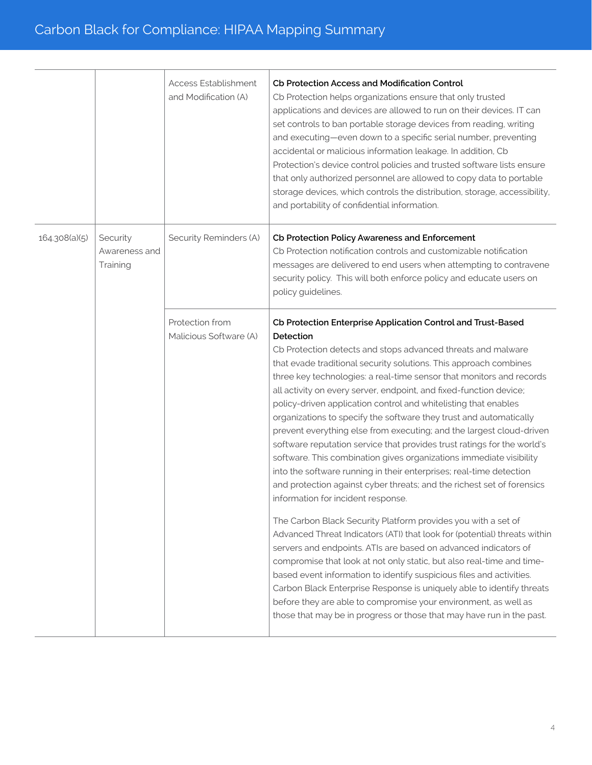| | | | |
|---|---|---|---|
| | | Access Establishment and Modification (A) | **Cb Protection Access and Modification Control**<br>Cb Protection helps organizations ensure that only trusted applications and devices are allowed to run on their devices. IT can set controls to ban portable storage devices from reading, writing and executing—even down to a specific serial number, preventing accidental or malicious information leakage. In addition, Cb Protection's device control policies and trusted software lists ensure that only authorized personnel are allowed to copy data to portable storage devices, which controls the distribution, storage, accessibility, and portability of confidential information. |
| 164.308(a)(5) | Security Awareness and Training | Security Reminders (A) | **Cb Protection Policy Awareness and Enforcement**<br>Cb Protection notification controls and customizable notification messages are delivered to end users when attempting to contravene security policy. This will both enforce policy and educate users on policy guidelines. |
| | | Protection from Malicious Software (A) | **Cb Protection Enterprise Application Control and Trust-Based Detection**<br>Cb Protection detects and stops advanced threats and malware that evade traditional security solutions. This approach combines three key technologies: a real-time sensor that monitors and records all activity on every server, endpoint, and fixed-function device; policy-driven application control and whitelisting that enables organizations to specify the software they trust and automatically prevent everything else from executing; and the largest cloud-driven software reputation service that provides trust ratings for the world's software. This combination gives organizations immediate visibility into the software running in their enterprises; real-time detection and protection against cyber threats; and the richest set of forensics information for incident response.<br><br>The Carbon Black Security Platform provides you with a set of Advanced Threat Indicators (ATI) that look for (potential) threats within servers and endpoints. ATIs are based on advanced indicators of compromise that look at not only static, but also real-time and time-based event information to identify suspicious files and activities. Carbon Black Enterprise Response is uniquely able to identify threats before they are able to compromise your environment, as well as those that may be in progress or those that may have run in the past. |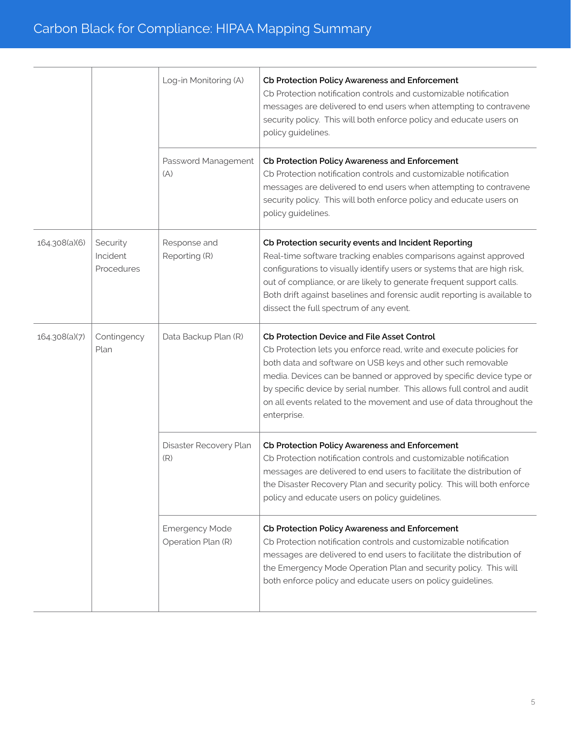| | | | |
|---|---|---|---|
| | | Log-in Monitoring (A) | **Cb Protection Policy Awareness and Enforcement**<br>Cb Protection notification controls and customizable notification messages are delivered to end users when attempting to contravene security policy. This will both enforce policy and educate users on policy guidelines. |
| | | Password Management (A) | **Cb Protection Policy Awareness and Enforcement**<br>Cb Protection notification controls and customizable notification messages are delivered to end users when attempting to contravene security policy. This will both enforce policy and educate users on policy guidelines. |
| 164.308(a)(6) | Security Incident Procedures | Response and Reporting (R) | **Cb Protection security events and Incident Reporting**<br>Real-time software tracking enables comparisons against approved configurations to visually identify users or systems that are high risk, out of compliance, or are likely to generate frequent support calls. Both drift against baselines and forensic audit reporting is available to dissect the full spectrum of any event. |
| 164.308(a)(7) | Contingency Plan | Data Backup Plan (R) | **Cb Protection Device and File Asset Control**<br>Cb Protection lets you enforce read, write and execute policies for both data and software on USB keys and other such removable media. Devices can be banned or approved by specific device type or by specific device by serial number. This allows full control and audit on all events related to the movement and use of data throughout the enterprise. |
| | | Disaster Recovery Plan (R) | **Cb Protection Policy Awareness and Enforcement**<br>Cb Protection notification controls and customizable notification messages are delivered to end users to facilitate the distribution of the Disaster Recovery Plan and security policy. This will both enforce policy and educate users on policy guidelines. |
| | | Emergency Mode Operation Plan (R) | **Cb Protection Policy Awareness and Enforcement**<br>Cb Protection notification controls and customizable notification messages are delivered to end users to facilitate the distribution of the Emergency Mode Operation Plan and security policy. This will both enforce policy and educate users on policy guidelines. |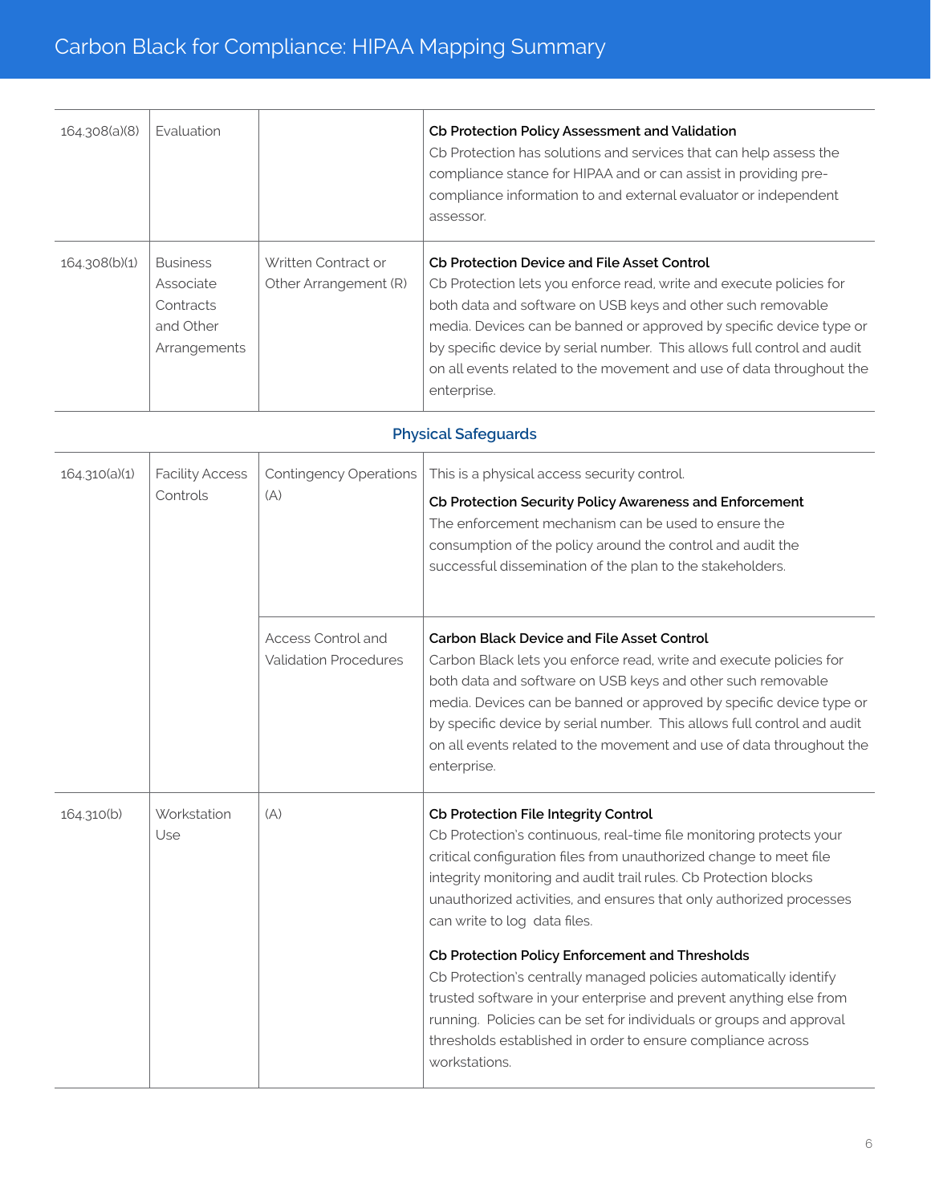| | | | |
|---|---|---|---|
| 164.308(a)(8) | Evaluation | | **Cb Protection Policy Assessment and Validation**<br>Cb Protection has solutions and services that can help assess the compliance stance for HIPAA and or can assist in providing pre-compliance information to and external evaluator or independent assessor. |
| 164.308(b)(1) | Business Associate Contracts and Other Arrangements | Written Contract or Other Arrangement (R) | **Cb Protection Device and File Asset Control**<br>Cb Protection lets you enforce read, write and execute policies for both data and software on USB keys and other such removable media. Devices can be banned or approved by specific device type or by specific device by serial number. This allows full control and audit on all events related to the movement and use of data throughout the enterprise. |
| | | **Physical Safeguards** | |
| 164.310(a)(1) | Facility Access Controls | Contingency Operations (A) | This is a physical access security control.<br>**Cb Protection Security Policy Awareness and Enforcement**<br>The enforcement mechanism can be used to ensure the consumption of the policy around the control and audit the successful dissemination of the plan to the stakeholders. |
| | | Access Control and Validation Procedures | **Carbon Black Device and File Asset Control**<br>Carbon Black lets you enforce read, write and execute policies for both data and software on USB keys and other such removable media. Devices can be banned or approved by specific device type or by specific device by serial number. This allows full control and audit on all events related to the movement and use of data throughout the enterprise. |
| 164.310(b) | Workstation Use | (A) | **Cb Protection File Integrity Control**<br>Cb Protection's continuous, real-time file monitoring protects your critical configuration files from unauthorized change to meet file integrity monitoring and audit trail rules. Cb Protection blocks unauthorized activities, and ensures that only authorized processes can write to log data files.<br>**Cb Protection Policy Enforcement and Thresholds**<br>Cb Protection's centrally managed policies automatically identify trusted software in your enterprise and prevent anything else from running. Policies can be set for individuals or groups and approval thresholds established in order to ensure compliance across workstations. |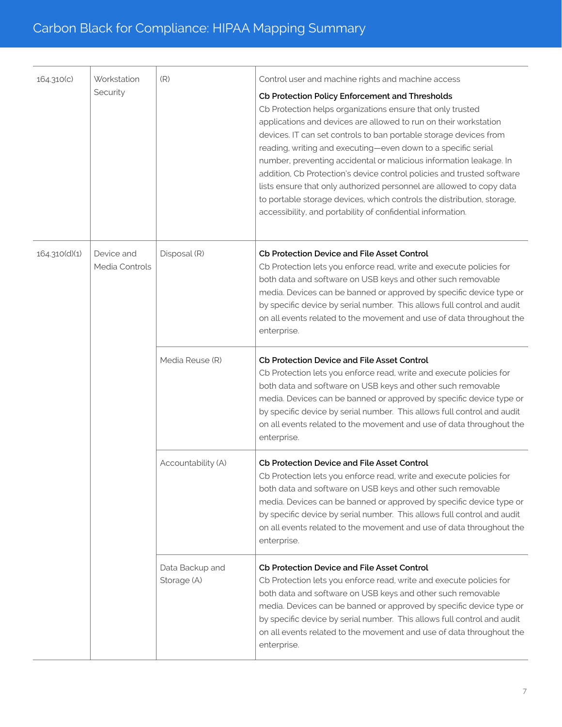| | | | |
|---|---|---|---|
| 164.310(c) | Workstation Security | (R) | Control user and machine rights and machine access<br>**Cb Protection Policy Enforcement and Thresholds**<br>Cb Protection helps organizations ensure that only trusted applications and devices are allowed to run on their workstation devices. IT can set controls to ban portable storage devices from reading, writing and executing—even down to a specific serial number, preventing accidental or malicious information leakage. In addition, Cb Protection's device control policies and trusted software lists ensure that only authorized personnel are allowed to copy data to portable storage devices, which controls the distribution, storage, accessibility, and portability of confidential information. |
| 164.310(d)(1) | Device and Media Controls | Disposal (R) | **Cb Protection Device and File Asset Control**<br>Cb Protection lets you enforce read, write and execute policies for both data and software on USB keys and other such removable media. Devices can be banned or approved by specific device type or by specific device by serial number. This allows full control and audit on all events related to the movement and use of data throughout the enterprise. |
| | | Media Reuse (R) | **Cb Protection Device and File Asset Control**<br>Cb Protection lets you enforce read, write and execute policies for both data and software on USB keys and other such removable media. Devices can be banned or approved by specific device type or by specific device by serial number. This allows full control and audit on all events related to the movement and use of data throughout the enterprise. |
| | | Accountability (A) | **Cb Protection Device and File Asset Control**<br>Cb Protection lets you enforce read, write and execute policies for both data and software on USB keys and other such removable media. Devices can be banned or approved by specific device type or by specific device by serial number. This allows full control and audit on all events related to the movement and use of data throughout the enterprise. |
| | | Data Backup and Storage (A) | **Cb Protection Device and File Asset Control**<br>Cb Protection lets you enforce read, write and execute policies for both data and software on USB keys and other such removable media. Devices can be banned or approved by specific device type or by specific device by serial number. This allows full control and audit on all events related to the movement and use of data throughout the enterprise. |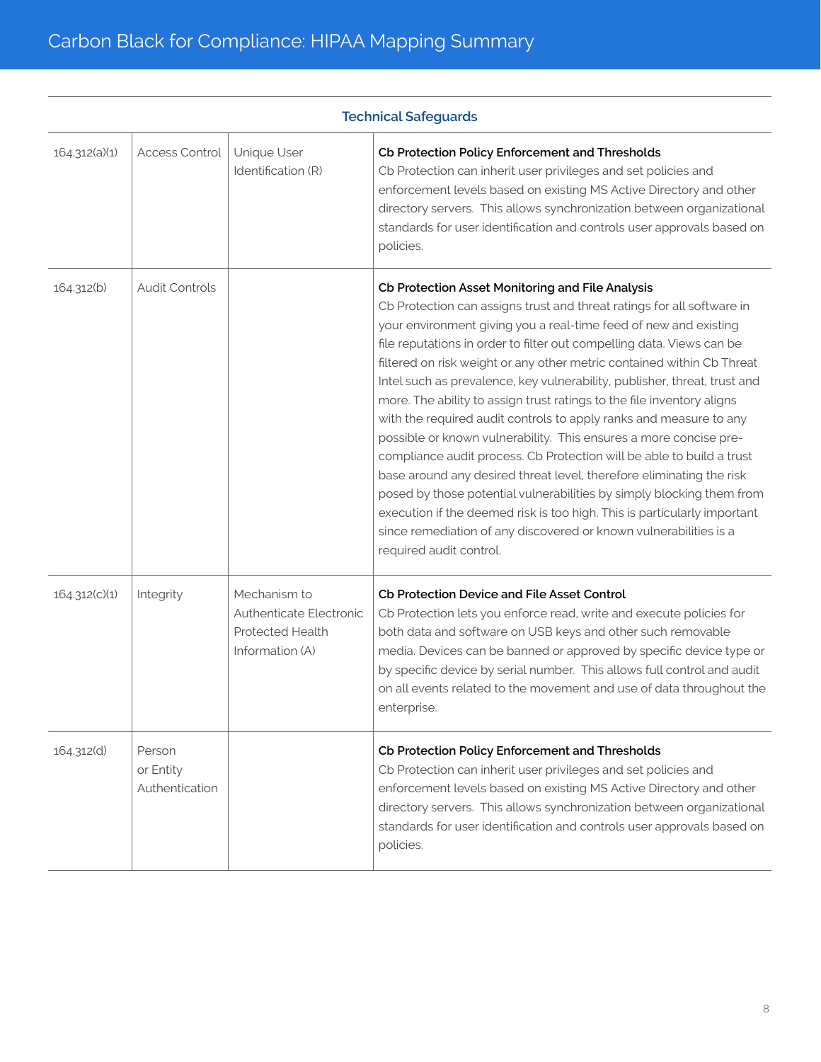## Technical Safeguards

| | | | |
|---|---|---|---|
| 164.312(a)(1) | Access Control | Unique User Identification (R) | **Cb Protection Policy Enforcement and Thresholds**<br>Cb Protection can inherit user privileges and set policies and enforcement levels based on existing MS Active Directory and other directory servers. This allows synchronization between organizational standards for user identification and controls user approvals based on policies. |
| 164.312(b) | Audit Controls | | **Cb Protection Asset Monitoring and File Analysis**<br>Cb Protection can assigns trust and threat ratings for all software in your environment giving you a real-time feed of new and existing file reputations in order to filter out compelling data. Views can be filtered on risk weight or any other metric contained within Cb Threat Intel such as prevalence, key vulnerability, publisher, threat, trust and more. The ability to assign trust ratings to the file inventory aligns with the required audit controls to apply ranks and measure to any possible or known vulnerability. This ensures a more concise pre-compliance audit process. Cb Protection will be able to build a trust base around any desired threat level, therefore eliminating the risk posed by those potential vulnerabilities by simply blocking them from execution if the deemed risk is too high. This is particularly important since remediation of any discovered or known vulnerabilities is a required audit control. |
| 164.312(c)(1) | Integrity | Mechanism to Authenticate Electronic Protected Health Information (A) | **Cb Protection Device and File Asset Control**<br>Cb Protection lets you enforce read, write and execute policies for both data and software on USB keys and other such removable media. Devices can be banned or approved by specific device type or by specific device by serial number. This allows full control and audit on all events related to the movement and use of data throughout the enterprise. |
| 164.312(d) | Person or Entity Authentication | | **Cb Protection Policy Enforcement and Thresholds**<br>Cb Protection can inherit user privileges and set policies and enforcement levels based on existing MS Active Directory and other directory servers. This allows synchronization between organizational standards for user identification and controls user approvals based on policies. |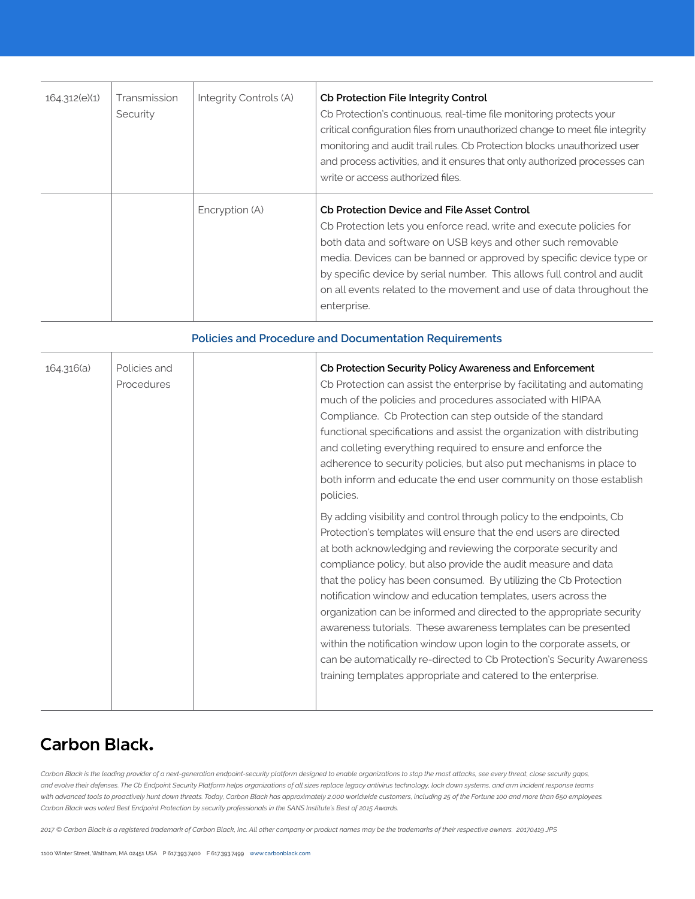| | | | |
|---|---|---|---|
| 164.312(e)(1) | Transmission Security | Integrity Controls (A) | **Cb Protection File Integrity Control**<br>Cb Protection's continuous, real-time file monitoring protects your critical configuration files from unauthorized change to meet file integrity monitoring and audit trail rules. Cb Protection blocks unauthorized user and process activities, and it ensures that only authorized processes can write or access authorized files. |
| | | Encryption (A) | **Cb Protection Device and File Asset Control**<br>Cb Protection lets you enforce read, write and execute policies for both data and software on USB keys and other such removable media. Devices can be banned or approved by specific device type or by specific device by serial number. This allows full control and audit on all events related to the movement and use of data throughout the enterprise. |

**Policies and Procedure and Documentation Requirements**

| | | | |
|---|---|---|---|
| 164.316(a) | Policies and Procedures | | **Cb Protection Security Policy Awareness and Enforcement**<br>Cb Protection can assist the enterprise by facilitating and automating much of the policies and procedures associated with HIPAA Compliance. Cb Protection can step outside of the standard functional specifications and assist the organization with distributing and colleting everything required to ensure and enforce the adherence to security policies, but also put mechanisms in place to both inform and educate the end user community on those establish policies.<br><br>By adding visibility and control through policy to the endpoints, Cb Protection's templates will ensure that the end users are directed at both acknowledging and reviewing the corporate security and compliance policy, but also provide the audit measure and data that the policy has been consumed. By utilizing the Cb Protection notification window and education templates, users across the organization can be informed and directed to the appropriate security awareness tutorials. These awareness templates can be presented within the notification window upon login to the corporate assets, or can be automatically re-directed to Cb Protection's Security Awareness training templates appropriate and catered to the enterprise. |

**Carbon Black.**

*Carbon Black is the leading provider of a next-generation endpoint-security platform designed to enable organizations to stop the most attacks, see every threat, close security gaps, and evolve their defenses. The Cb Endpoint Security Platform helps organizations of all sizes replace legacy antivirus technology, lock down systems, and arm incident response teams with advanced tools to proactively hunt down threats. Today, Carbon Black has approximately 2,000 worldwide customers, including 25 of the Fortune 100 and more than 650 employees. Carbon Black was voted Best Endpoint Protection by security professionals in the SANS Institute's Best of 2015 Awards.*

*2017 © Carbon Black is a registered trademark of Carbon Black, Inc. All other company or product names may be the trademarks of their respective owners. 20170419 JPS*

1100 Winter Street, Waltham, MA 02451 USA P 617.393.7400 F 617.393.7499 www.carbonblack.com